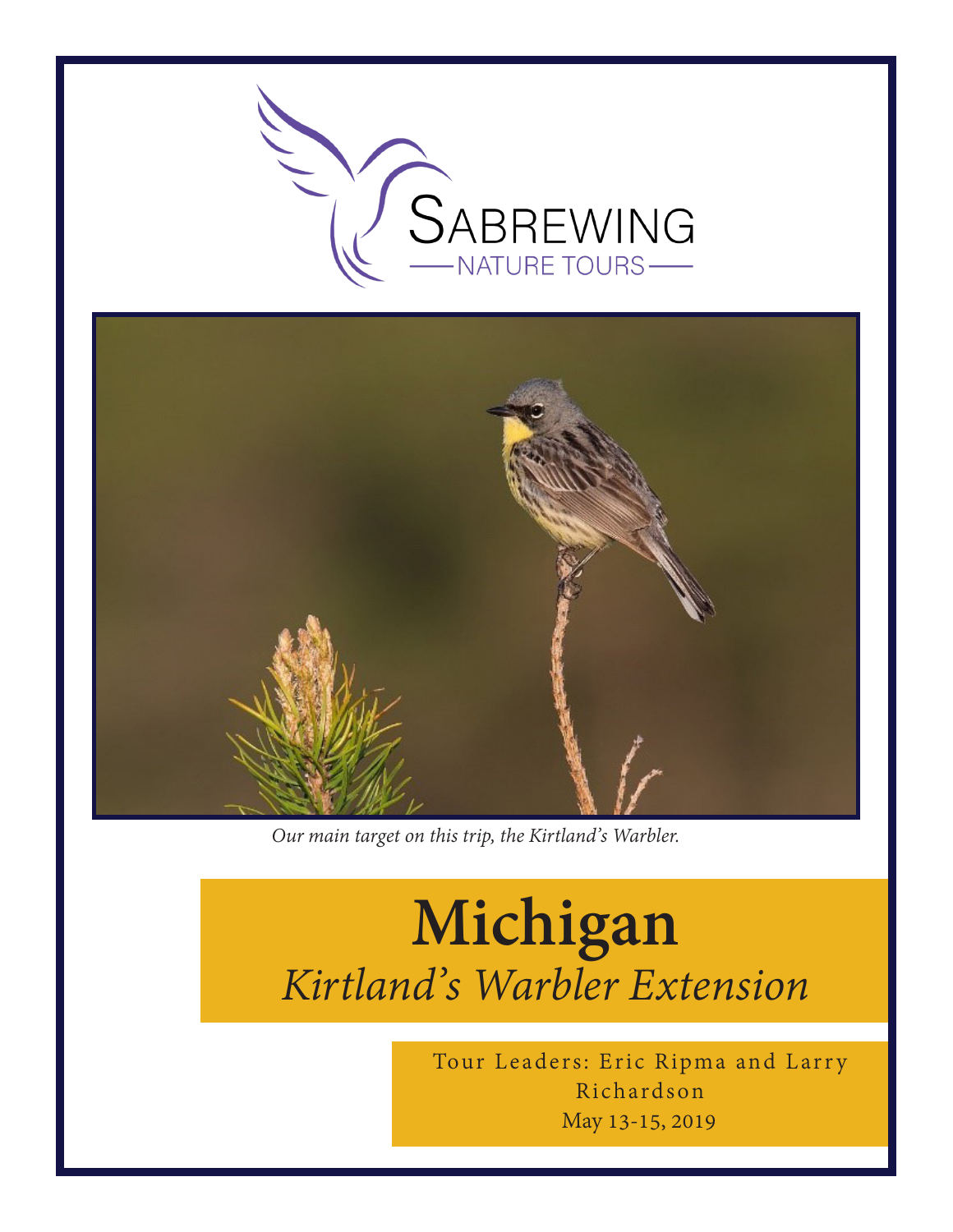SABREWING
NATURE TOURS

*Our main target on this trip, the Kirtland's Warbler.*

# Michigan

## *Kirtland's Warbler Extension*

Tour Leaders: Eric Ripma and Larry Richardson

May 13-15, 2019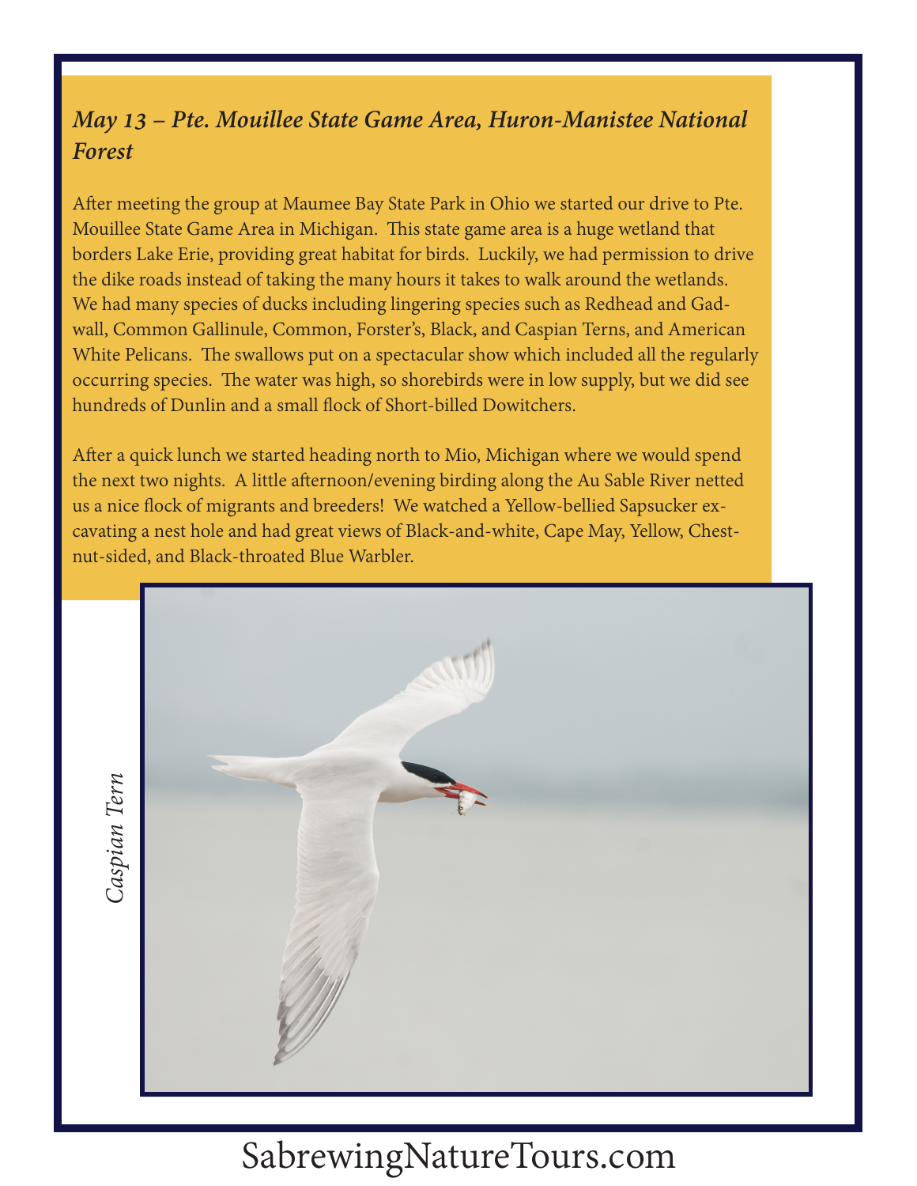### *May 13 – Pte. Mouillee State Game Area, Huron-Manistee National Forest*

After meeting the group at Maumee Bay State Park in Ohio we started our drive to Pte. Mouillee State Game Area in Michigan. This state game area is a huge wetland that borders Lake Erie, providing great habitat for birds. Luckily, we had permission to drive the dike roads instead of taking the many hours it takes to walk around the wetlands. We had many species of ducks including lingering species such as Redhead and Gadwall, Common Gallinule, Common, Forster's, Black, and Caspian Terns, and American White Pelicans. The swallows put on a spectacular show which included all the regularly occurring species. The water was high, so shorebirds were in low supply, but we did see hundreds of Dunlin and a small flock of Short-billed Dowitchers.

After a quick lunch we started heading north to Mio, Michigan where we would spend the next two nights. A little afternoon/evening birding along the Au Sable River netted us a nice flock of migrants and breeders! We watched a Yellow-bellied Sapsucker excavating a nest hole and had great views of Black-and-white, Cape May, Yellow, Chestnut-sided, and Black-throated Blue Warbler.

*Caspian Tern*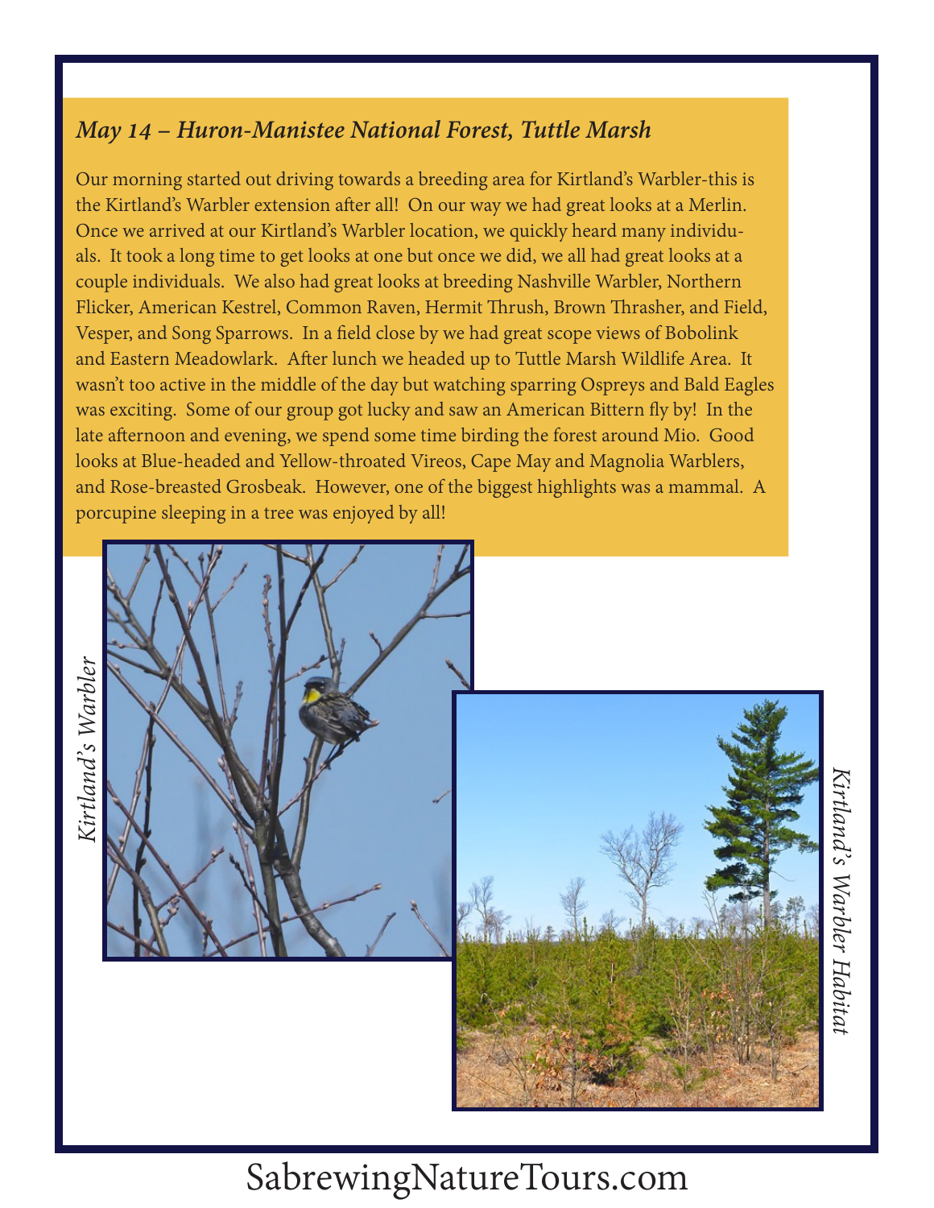## *May 14 – Huron-Manistee National Forest, Tuttle Marsh*

Our morning started out driving towards a breeding area for Kirtland's Warbler-this is the Kirtland's Warbler extension after all! On our way we had great looks at a Merlin. Once we arrived at our Kirtland's Warbler location, we quickly heard many individuals. It took a long time to get looks at one but once we did, we all had great looks at a couple individuals. We also had great looks at breeding Nashville Warbler, Northern Flicker, American Kestrel, Common Raven, Hermit Thrush, Brown Thrasher, and Field, Vesper, and Song Sparrows. In a field close by we had great scope views of Bobolink and Eastern Meadowlark. After lunch we headed up to Tuttle Marsh Wildlife Area. It wasn't too active in the middle of the day but watching sparring Ospreys and Bald Eagles was exciting. Some of our group got lucky and saw an American Bittern fly by! In the late afternoon and evening, we spend some time birding the forest around Mio. Good looks at Blue-headed and Yellow-throated Vireos, Cape May and Magnolia Warblers, and Rose-breasted Grosbeak. However, one of the biggest highlights was a mammal. A porcupine sleeping in a tree was enjoyed by all!

*Kirtland's Warbler*

*Kirtland's Warbler Habitat*

SabrewingNatureTours.com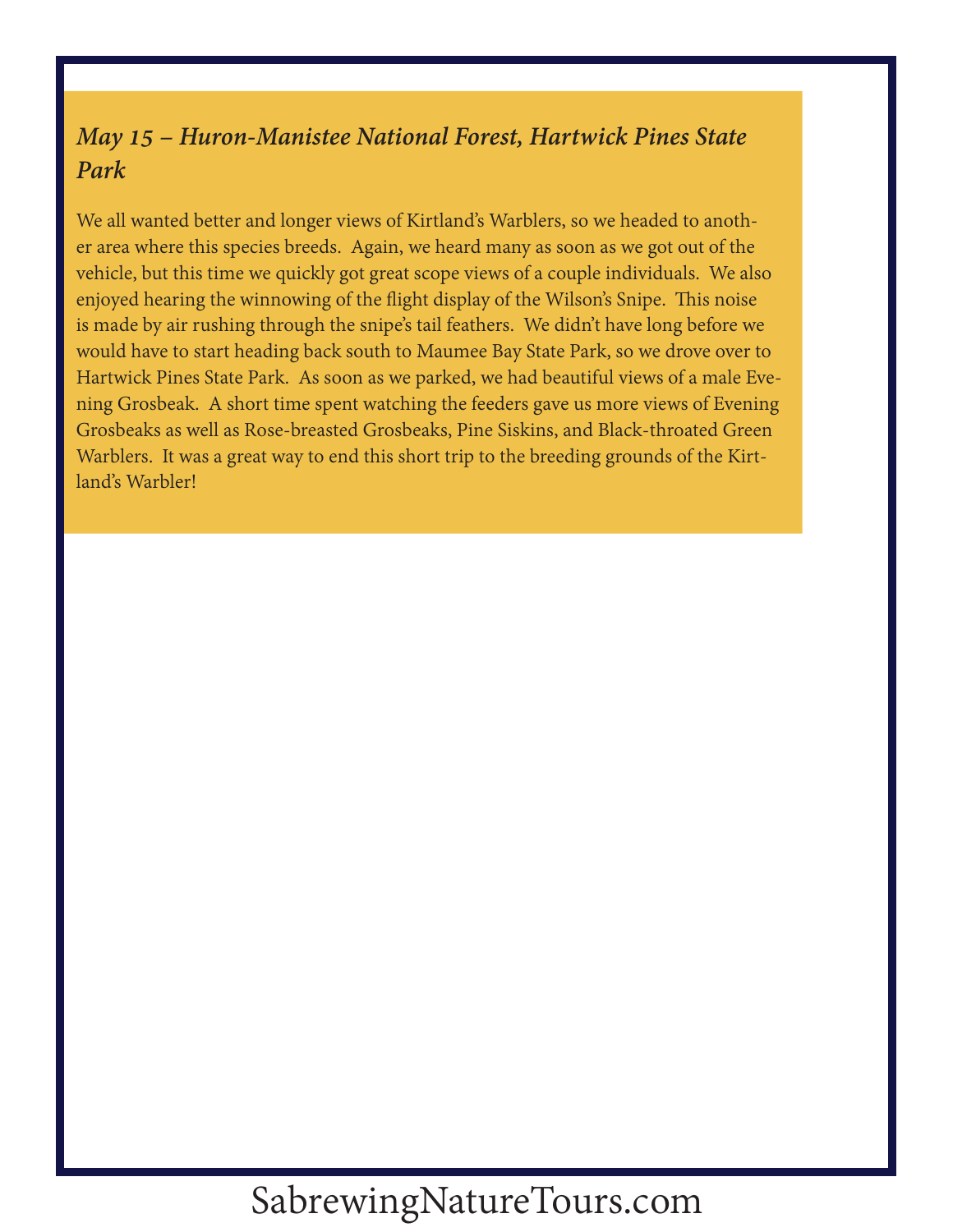### *May 15 – Huron-Manistee National Forest, Hartwick Pines State Park*

We all wanted better and longer views of Kirtland's Warblers, so we headed to another area where this species breeds. Again, we heard many as soon as we got out of the vehicle, but this time we quickly got great scope views of a couple individuals. We also enjoyed hearing the winnowing of the flight display of the Wilson's Snipe. This noise is made by air rushing through the snipe's tail feathers. We didn't have long before we would have to start heading back south to Maumee Bay State Park, so we drove over to Hartwick Pines State Park. As soon as we parked, we had beautiful views of a male Evening Grosbeak. A short time spent watching the feeders gave us more views of Evening Grosbeaks as well as Rose-breasted Grosbeaks, Pine Siskins, and Black-throated Green Warblers. It was a great way to end this short trip to the breeding grounds of the Kirtland's Warbler!